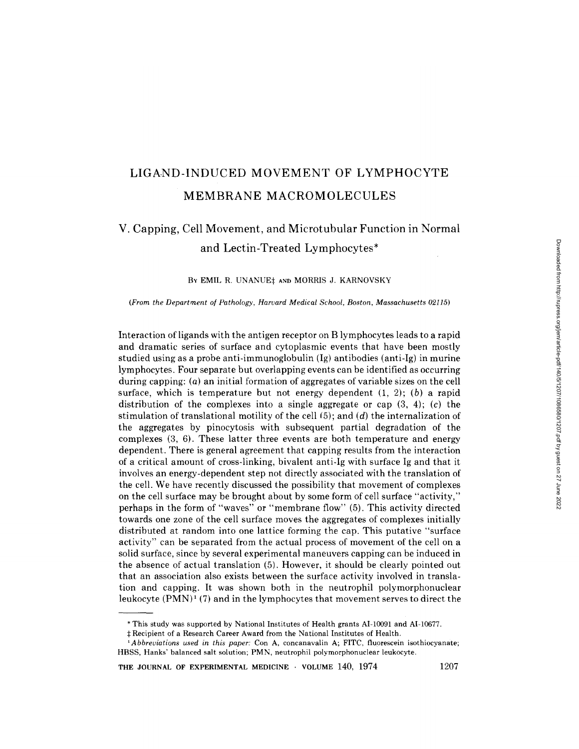# LIGAND-INDUCED MOVEMENT OF LYMPHOCYTE MEMBRANE MACROMOLECULES

## V. Capping, Cell Movement, and Microtubular Function in Normal and Lectin-Treated Lymphocytes*

BY EMIL R. UNANUE‡ AND MORRIS J. KARNOVSKY

*(From the Department of Pathology, Harvard Medical School, Boston, Massachusetts 02115)*

Interaction of ligands with the antigen receptor on B lymphocytes leads to a rapid and dramatic series of surface and cytoplasmic events that have been mostly studied using as a probe anti-immunoglobulin (Ig) antibodies (anti-Ig) in murine lymphocytes. Four separate but overlapping events can be identified as occurring during capping: (*a*) an initial formation of aggregates of variable sizes on the cell surface, which is temperature but not energy dependent (1, 2); (*b*) a rapid distribution of the complexes into a single aggregate or cap (3, 4); (*c*) the stimulation of translational motility of the cell (5); and (*d*) the internalization of the aggregates by pinocytosis with subsequent partial degradation of the complexes (3, 6). These latter three events are both temperature and energy dependent. There is general agreement that capping results from the interaction of a critical amount of cross-linking, bivalent anti-Ig with surface Ig and that it involves an energy-dependent step not directly associated with the translation of the cell. We have recently discussed the possibility that movement of complexes on the cell surface may be brought about by some form of cell surface "activity," perhaps in the form of "waves" or "membrane flow" (5). This activity directed towards one zone of the cell surface moves the aggregates of complexes initially distributed at random into one lattice forming the cap. This putative "surface activity" can be separated from the actual process of movement of the cell on a solid surface, since by several experimental maneuvers capping can be induced in the absence of actual translation (5). However, it should be clearly pointed out that an association also exists between the surface activity involved in translation and capping. It was shown both in the neutrophil polymorphonuclear leukocyte (PMN)[1] (7) and in the lymphocytes that movement serves to direct the

---

\* This study was supported by National Institutes of Health grants AI-10091 and AI-10677.

‡ Recipient of a Research Career Award from the National Institutes of Health.

[1] *Abbreviations used in this paper:* Con A, concanavalin A; FITC, fluorescein isothiocyanate; HBSS, Hanks' balanced salt solution; PMN, neutrophil polymorphonuclear leukocyte.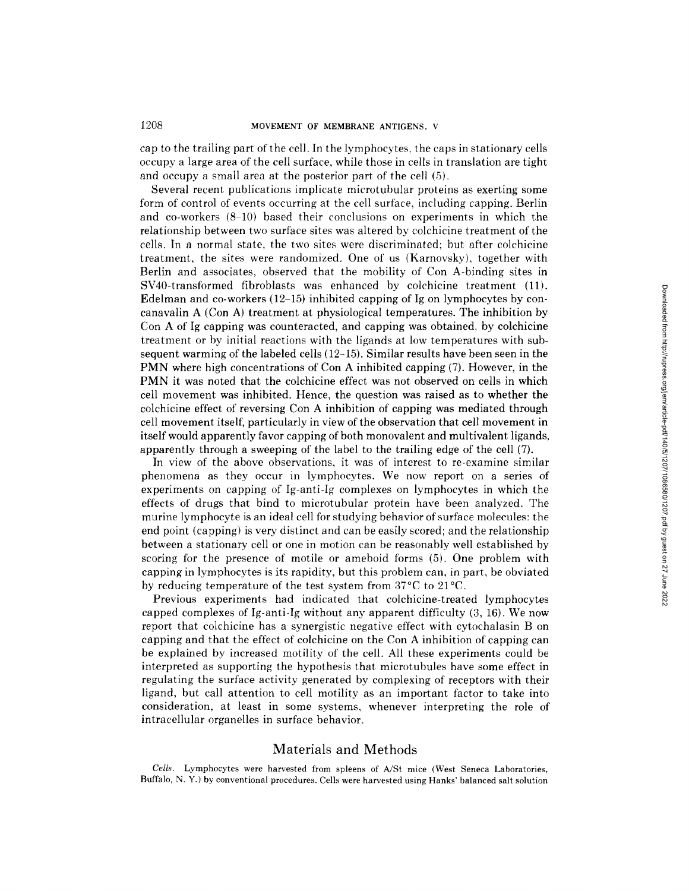cap to the trailing part of the cell. In the lymphocytes, the caps in stationary cells occupy a large area of the cell surface, while those in cells in translation are tight and occupy a small area at the posterior part of the cell (5).

Several recent publications implicate microtubular proteins as exerting some form of control of events occurring at the cell surface, including capping. Berlin and co-workers (8–10) based their conclusions on experiments in which the relationship between two surface sites was altered by colchicine treatment of the cells. In a normal state, the two sites were discriminated; but after colchicine treatment, the sites were randomized. One of us (Karnovsky), together with Berlin and associates, observed that the mobility of Con A-binding sites in SV40-transformed fibroblasts was enhanced by colchicine treatment (11). Edelman and co-workers (12–15) inhibited capping of Ig on lymphocytes by concanavalin A (Con A) treatment at physiological temperatures. The inhibition by Con A of Ig capping was counteracted, and capping was obtained, by colchicine treatment or by initial reactions with the ligands at low temperatures with subsequent warming of the labeled cells (12–15). Similar results have been seen in the PMN where high concentrations of Con A inhibited capping (7). However, in the PMN it was noted that the colchicine effect was not observed on cells in which cell movement was inhibited. Hence, the question was raised as to whether the colchicine effect of reversing Con A inhibition of capping was mediated through cell movement itself, particularly in view of the observation that cell movement in itself would apparently favor capping of both monovalent and multivalent ligands, apparently through a sweeping of the label to the trailing edge of the cell (7).

In view of the above observations, it was of interest to re-examine similar phenomena as they occur in lymphocytes. We now report on a series of experiments on capping of Ig-anti-Ig complexes on lymphocytes in which the effects of drugs that bind to microtubular protein have been analyzed. The murine lymphocyte is an ideal cell for studying behavior of surface molecules: the end point (capping) is very distinct and can be easily scored; and the relationship between a stationary cell or one in motion can be reasonably well established by scoring for the presence of motile or ameboid forms (5). One problem with capping in lymphocytes is its rapidity, but this problem can, in part, be obviated by reducing temperature of the test system from 37°C to 21°C.

Previous experiments had indicated that colchicine-treated lymphocytes capped complexes of Ig-anti-Ig without any apparent difficulty (3, 16). We now report that colchicine has a synergistic negative effect with cytochalasin B on capping and that the effect of colchicine on the Con A inhibition of capping can be explained by increased motility of the cell. All these experiments could be interpreted as supporting the hypothesis that microtubules have some effect in regulating the surface activity generated by complexing of receptors with their ligand, but call attention to cell motility as an important factor to take into consideration, at least in some systems, whenever interpreting the role of intracellular organelles in surface behavior.

## Materials and Methods

*Cells.* Lymphocytes were harvested from spleens of A/St mice (West Seneca Laboratories, Buffalo, N. Y.) by conventional procedures. Cells were harvested using Hanks' balanced salt solution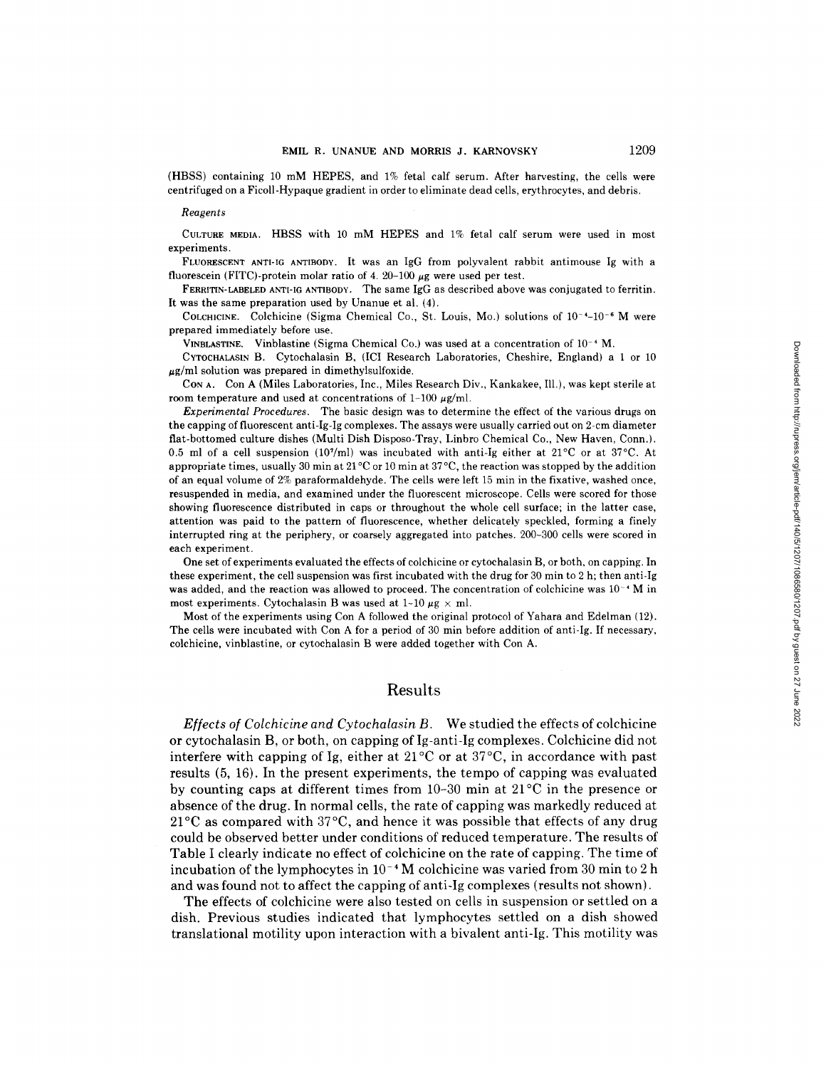(HBSS) containing 10 mM HEPES, and 1% fetal calf serum. After harvesting, the cells were centrifuged on a Ficoll-Hypaque gradient in order to eliminate dead cells, erythrocytes, and debris.

*Reagents*

CULTURE MEDIA. HBSS with 10 mM HEPES and 1% fetal calf serum were used in most experiments.

FLUORESCENT ANTI-IG ANTIBODY. It was an IgG from polyvalent rabbit antimouse Ig with a fluorescein (FITC)-protein molar ratio of 4. 20–100 μg were used per test.

FERRITIN-LABELED ANTI-IG ANTIBODY. The same IgG as described above was conjugated to ferritin. It was the same preparation used by Unanue et al. (4).

COLCHICINE. Colchicine (Sigma Chemical Co., St. Louis, Mo.) solutions of $10^{-4}$–$10^{-6}$ M were prepared immediately before use.

VINBLASTINE. Vinblastine (Sigma Chemical Co.) was used at a concentration of $10^{-4}$ M.

CYTOCHALASIN B. Cytochalasin B, (ICI Research Laboratories, Cheshire, England) a 1 or 10 μg/ml solution was prepared in dimethylsulfoxide.

CON A. Con A (Miles Laboratories, Inc., Miles Research Div., Kankakee, Ill.), was kept sterile at room temperature and used at concentrations of 1–100 μg/ml.

*Experimental Procedures.* The basic design was to determine the effect of the various drugs on the capping of fluorescent anti-Ig-Ig complexes. The assays were usually carried out on 2-cm diameter flat-bottomed culture dishes (Multi Dish Disposo-Tray, Linbro Chemical Co., New Haven, Conn.). 0.5 ml of a cell suspension ($10^7$/ml) was incubated with anti-Ig either at 21°C or at 37°C. At appropriate times, usually 30 min at 21°C or 10 min at 37°C, the reaction was stopped by the addition of an equal volume of 2% paraformaldehyde. The cells were left 15 min in the fixative, washed once, resuspended in media, and examined under the fluorescent microscope. Cells were scored for those showing fluorescence distributed in caps or throughout the whole cell surface; in the latter case, attention was paid to the pattern of fluorescence, whether delicately speckled, forming a finely interrupted ring at the periphery, or coarsely aggregated into patches. 200–300 cells were scored in each experiment.

One set of experiments evaluated the effects of colchicine or cytochalasin B, or both, on capping. In these experiment, the cell suspension was first incubated with the drug for 30 min to 2 h; then anti-Ig was added, and the reaction was allowed to proceed. The concentration of colchicine was $10^{-4}$ M in most experiments. Cytochalasin B was used at 1–10 μg × ml.

Most of the experiments using Con A followed the original protocol of Yahara and Edelman (12). The cells were incubated with Con A for a period of 30 min before addition of anti-Ig. If necessary, colchicine, vinblastine, or cytochalasin B were added together with Con A.

## Results

*Effects of Colchicine and Cytochalasin B.* We studied the effects of colchicine or cytochalasin B, or both, on capping of Ig-anti-Ig complexes. Colchicine did not interfere with capping of Ig, either at 21°C or at 37°C, in accordance with past results (5, 16). In the present experiments, the tempo of capping was evaluated by counting caps at different times from 10–30 min at 21°C in the presence or absence of the drug. In normal cells, the rate of capping was markedly reduced at 21°C as compared with 37°C, and hence it was possible that effects of any drug could be observed better under conditions of reduced temperature. The results of Table I clearly indicate no effect of colchicine on the rate of capping. The time of incubation of the lymphocytes in $10^{-4}$ M colchicine was varied from 30 min to 2 h and was found not to affect the capping of anti-Ig complexes (results not shown).

The effects of colchicine were also tested on cells in suspension or settled on a dish. Previous studies indicated that lymphocytes settled on a dish showed translational motility upon interaction with a bivalent anti-Ig. This motility was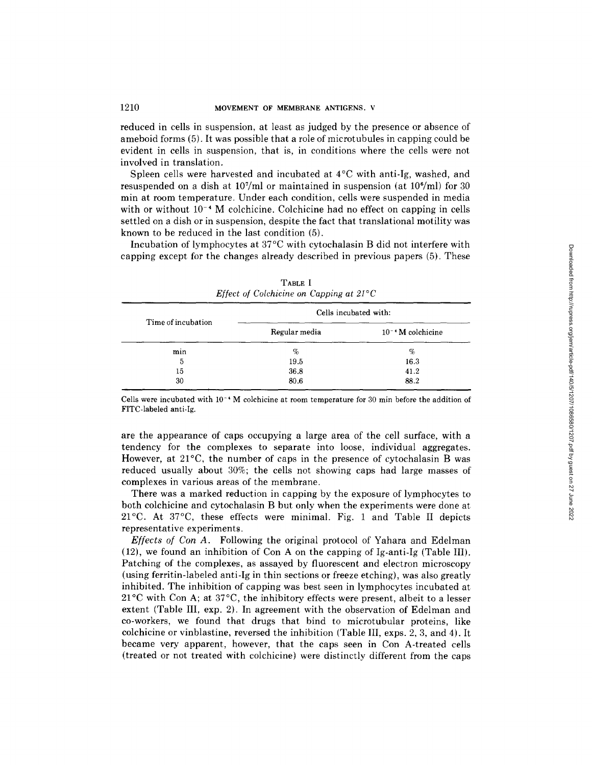reduced in cells in suspension, at least as judged by the presence or absence of ameboid forms (5). It was possible that a role of microtubules in capping could be evident in cells in suspension, that is, in conditions where the cells were not involved in translation.

Spleen cells were harvested and incubated at 4°C with anti-Ig, washed, and resuspended on a dish at $10^7$/ml or maintained in suspension (at $10^6$/ml) for 30 min at room temperature. Under each condition, cells were suspended in media with or without $10^{-4}$ M colchicine. Colchicine had no effect on capping in cells settled on a dish or in suspension, despite the fact that translational motility was known to be reduced in the last condition (5).

Incubation of lymphocytes at 37°C with cytochalasin B did not interfere with capping except for the changes already described in previous papers (5). These

TABLE I
*Effect of Colchicine on Capping at 21°C*

| Time of incubation | Cells incubated with: | |
|---|---|---|
| | Regular media | $10^{-4}$ M colchicine |
| min | % | % |
| 5 | 19.5 | 16.3 |
| 15 | 36.8 | 41.2 |
| 30 | 80.6 | 88.2 |

Cells were incubated with $10^{-4}$ M colchicine at room temperature for 30 min before the addition of FITC-labeled anti-Ig.

are the appearance of caps occupying a large area of the cell surface, with a tendency for the complexes to separate into loose, individual aggregates. However, at 21°C, the number of caps in the presence of cytochalasin B was reduced usually about 30%; the cells not showing caps had large masses of complexes in various areas of the membrane.

There was a marked reduction in capping by the exposure of lymphocytes to both colchicine and cytochalasin B but only when the experiments were done at 21°C. At 37°C, these effects were minimal. Fig. 1 and Table II depicts representative experiments.

*Effects of Con A.* Following the original protocol of Yahara and Edelman (12), we found an inhibition of Con A on the capping of Ig-anti-Ig (Table III). Patching of the complexes, as assayed by fluorescent and electron microscopy (using ferritin-labeled anti-Ig in thin sections or freeze etching), was also greatly inhibited. The inhibition of capping was best seen in lymphocytes incubated at 21°C with Con A; at 37°C, the inhibitory effects were present, albeit to a lesser extent (Table III, exp. 2). In agreement with the observation of Edelman and co-workers, we found that drugs that bind to microtubular proteins, like colchicine or vinblastine, reversed the inhibition (Table III, exps. 2, 3, and 4). It became very apparent, however, that the caps seen in Con A-treated cells (treated or not treated with colchicine) were distinctly different from the caps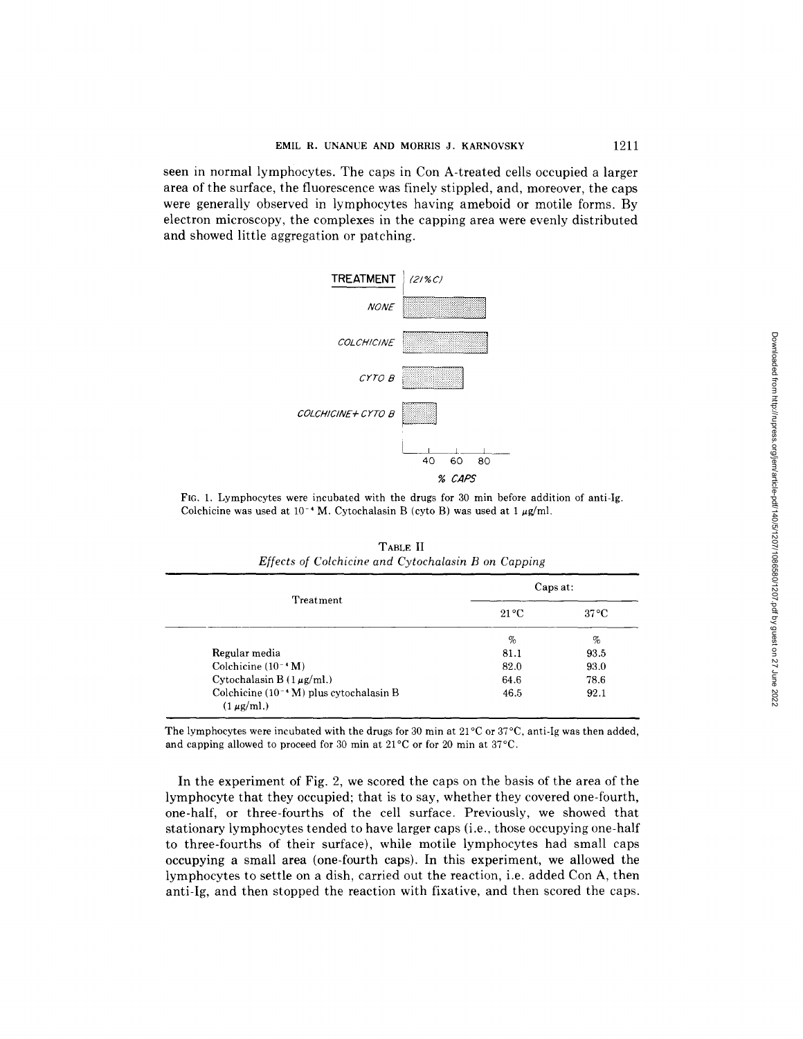seen in normal lymphocytes. The caps in Con A-treated cells occupied a larger area of the surface, the fluorescence was finely stippled, and, moreover, the caps were generally observed in lymphocytes having ameboid or motile forms. By electron microscopy, the complexes in the capping area were evenly distributed and showed little aggregation or patching.

FIG. 1. Lymphocytes were incubated with the drugs for 30 min before addition of anti-Ig. Colchicine was used at $10^{-4}$ M. Cytochalasin B (cyto B) was used at 1 $\mu$g/ml.

TABLE II
*Effects of Colchicine and Cytochalasin B on Capping*

| Treatment | Caps at: | |
|---|---|---|
| | 21°C | 37°C |
| | % | % |
| Regular media | 81.1 | 93.5 |
| Colchicine ($10^{-4}$ M) | 82.0 | 93.0 |
| Cytochalasin B (1 $\mu$g/ml.) | 64.6 | 78.6 |
| Colchicine ($10^{-4}$ M) plus cytochalasin B (1 $\mu$g/ml.) | 46.5 | 92.1 |

The lymphocytes were incubated with the drugs for 30 min at 21°C or 37°C, anti-Ig was then added, and capping allowed to proceed for 30 min at 21°C or for 20 min at 37°C.

In the experiment of Fig. 2, we scored the caps on the basis of the area of the lymphocyte that they occupied; that is to say, whether they covered one-fourth, one-half, or three-fourths of the cell surface. Previously, we showed that stationary lymphocytes tended to have larger caps (i.e., those occupying one-half to three-fourths of their surface), while motile lymphocytes had small caps occupying a small area (one-fourth caps). In this experiment, we allowed the lymphocytes to settle on a dish, carried out the reaction, i.e. added Con A, then anti-Ig, and then stopped the reaction with fixative, and then scored the caps.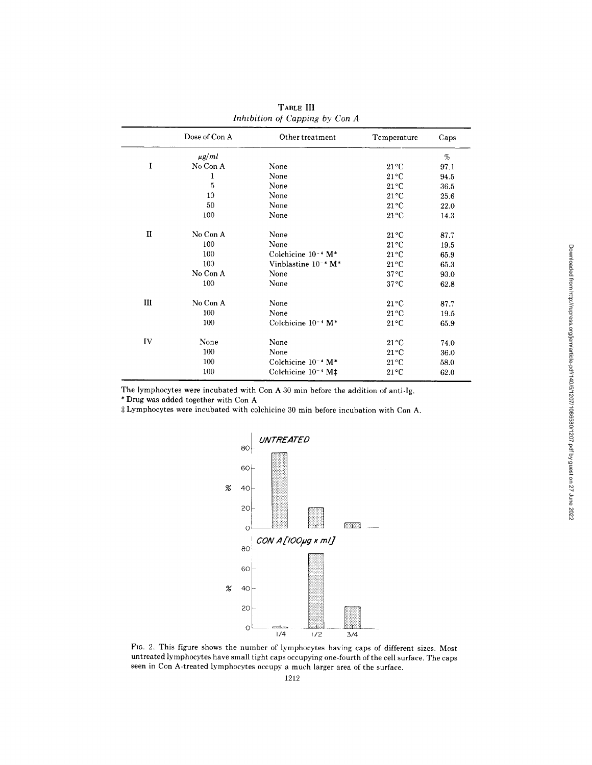TABLE III
*Inhibition of Capping by Con A*

| | Dose of Con A | Other treatment | Temperature | Caps |
|---|---|---|---|---|
| | *μg/ml* | | | % |
| I | No Con A | None | 21°C | 97.1 |
| | 1 | None | 21°C | 94.5 |
| | 5 | None | 21°C | 36.5 |
| | 10 | None | 21°C | 25.6 |
| | 50 | None | 21°C | 22.0 |
| | 100 | None | 21°C | 14.3 |
| II | No Con A | None | 21°C | 87.7 |
| | 100 | None | 21°C | 19.5 |
| | 100 | Colchicine $10^{-4}$ M* | 21°C | 65.9 |
| | 100 | Vinblastine $10^{-4}$ M* | 21°C | 65.3 |
| | No Con A | None | 37°C | 93.0 |
| | 100 | None | 37°C | 62.8 |
| III | No Con A | None | 21°C | 87.7 |
| | 100 | None | 21°C | 19.5 |
| | 100 | Colchicine $10^{-4}$ M* | 21°C | 65.9 |
| IV | None | None | 21°C | 74.0 |
| | 100 | None | 21°C | 36.0 |
| | 100 | Colchicine $10^{-4}$ M* | 21°C | 58.0 |
| | 100 | Colchicine $10^{-4}$ M‡ | 21°C | 62.0 |

The lymphocytes were incubated with Con A 30 min before the addition of anti-Ig.
\* Drug was added together with Con A
‡ Lymphocytes were incubated with colchicine 30 min before incubation with Con A.

FIG. 2. This figure shows the number of lymphocytes having caps of different sizes. Most untreated lymphocytes have small tight caps occupying one-fourth of the cell surface. The caps seen in Con A-treated lymphocytes occupy a much larger area of the surface.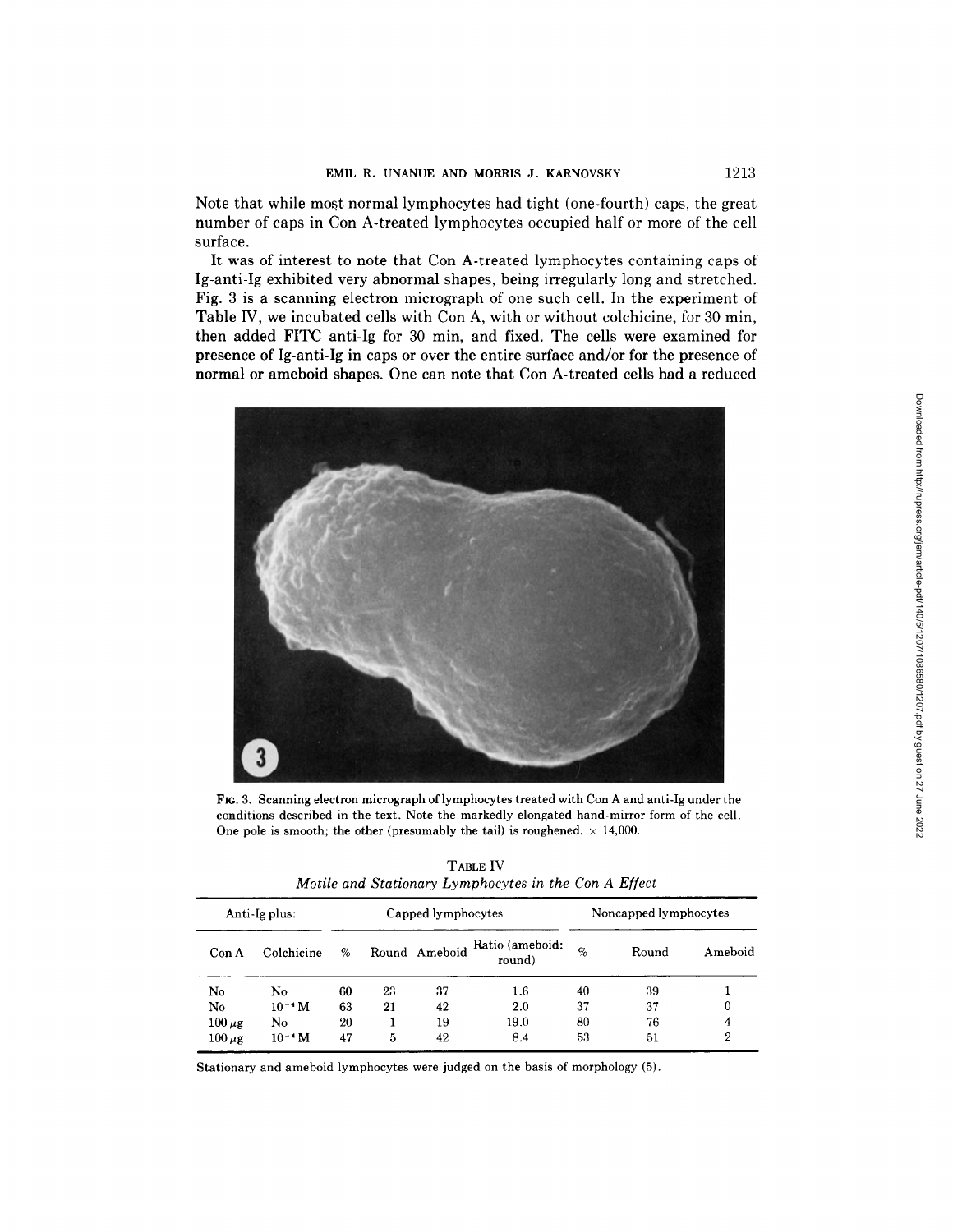Note that while most normal lymphocytes had tight (one-fourth) caps, the great number of caps in Con A-treated lymphocytes occupied half or more of the cell surface.

It was of interest to note that Con A-treated lymphocytes containing caps of Ig-anti-Ig exhibited very abnormal shapes, being irregularly long and stretched. Fig. 3 is a scanning electron micrograph of one such cell. In the experiment of Table IV, we incubated cells with Con A, with or without colchicine, for 30 min, then added FITC anti-Ig for 30 min, and fixed. The cells were examined for presence of Ig-anti-Ig in caps or over the entire surface and/or for the presence of normal or ameboid shapes. One can note that Con A-treated cells had a reduced

FIG. 3. Scanning electron micrograph of lymphocytes treated with Con A and anti-Ig under the conditions described in the text. Note the markedly elongated hand-mirror form of the cell. One pole is smooth; the other (presumably the tail) is roughened. × 14,000.

TABLE IV
*Motile and Stationary Lymphocytes in the Con A Effect*

| Anti-Ig plus: | | Capped lymphocytes | | | | Noncapped lymphocytes | | |
|---|---|---|---|---|---|---|---|---|
| Con A | Colchicine | % | Round | Ameboid | Ratio (ameboid: round) | % | Round | Ameboid |
| No | No | 60 | 23 | 37 | 1.6 | 40 | 39 | 1 |
| No | $10^{-4}$ M | 63 | 21 | 42 | 2.0 | 37 | 37 | 0 |
| 100 μg | No | 20 | 1 | 19 | 19.0 | 80 | 76 | 4 |
| 100 μg | $10^{-4}$ M | 47 | 5 | 42 | 8.4 | 53 | 51 | 2 |

Stationary and ameboid lymphocytes were judged on the basis of morphology (5).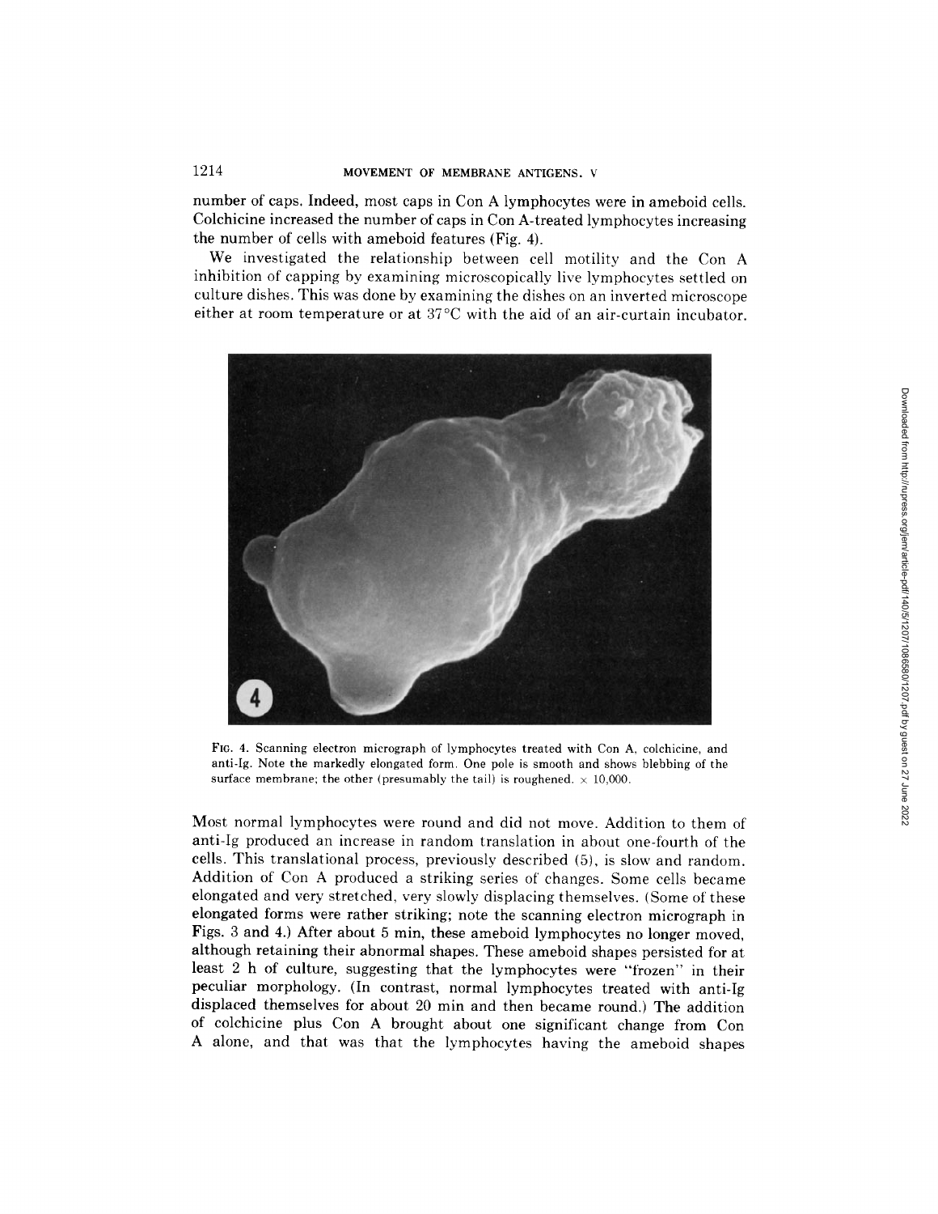number of caps. Indeed, most caps in Con A lymphocytes were in ameboid cells. Colchicine increased the number of caps in Con A-treated lymphocytes increasing the number of cells with ameboid features (Fig. 4).

We investigated the relationship between cell motility and the Con A inhibition of capping by examining microscopically live lymphocytes settled on culture dishes. This was done by examining the dishes on an inverted microscope either at room temperature or at 37°C with the aid of an air-curtain incubator.

FIG. 4. Scanning electron micrograph of lymphocytes treated with Con A, colchicine, and anti-Ig. Note the markedly elongated form. One pole is smooth and shows blebbing of the surface membrane; the other (presumably the tail) is roughened. × 10,000.

Most normal lymphocytes were round and did not move. Addition to them of anti-Ig produced an increase in random translation in about one-fourth of the cells. This translational process, previously described (5), is slow and random. Addition of Con A produced a striking series of changes. Some cells became elongated and very stretched, very slowly displacing themselves. (Some of these elongated forms were rather striking; note the scanning electron micrograph in Figs. 3 and 4.) After about 5 min, these ameboid lymphocytes no longer moved, although retaining their abnormal shapes. These ameboid shapes persisted for at least 2 h of culture, suggesting that the lymphocytes were "frozen" in their peculiar morphology. (In contrast, normal lymphocytes treated with anti-Ig displaced themselves for about 20 min and then became round.) The addition of colchicine plus Con A brought about one significant change from Con A alone, and that was that the lymphocytes having the ameboid shapes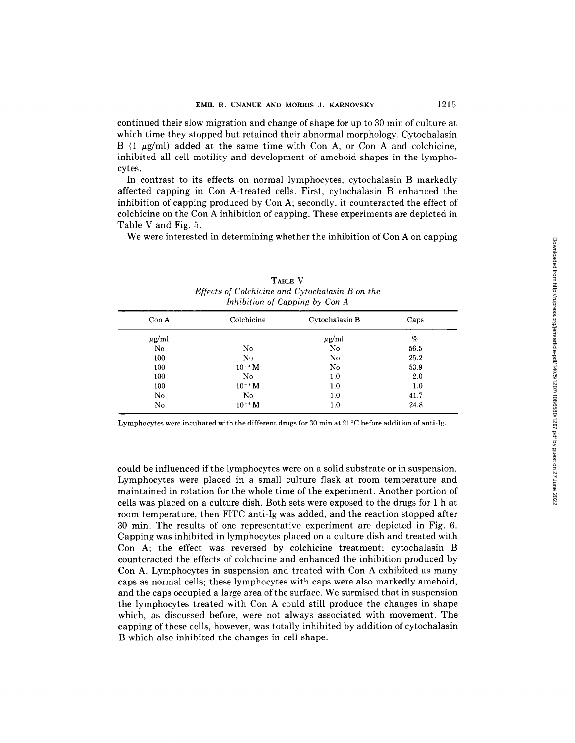continued their slow migration and change of shape for up to 30 min of culture at which time they stopped but retained their abnormal morphology. Cytochalasin B (1 μg/ml) added at the same time with Con A, or Con A and colchicine, inhibited all cell motility and development of ameboid shapes in the lymphocytes.

In contrast to its effects on normal lymphocytes, cytochalasin B markedly affected capping in Con A-treated cells. First, cytochalasin B enhanced the inhibition of capping produced by Con A; secondly, it counteracted the effect of colchicine on the Con A inhibition of capping. These experiments are depicted in Table V and Fig. 5.

We were interested in determining whether the inhibition of Con A on capping could be influenced if the lymphocytes were on a solid substrate or in suspension. Lymphocytes were placed in a small culture flask at room temperature and maintained in rotation for the whole time of the experiment. Another portion of cells was placed on a culture dish. Both sets were exposed to the drugs for 1 h at room temperature, then FITC anti-Ig was added, and the reaction stopped after 30 min. The results of one representative experiment are depicted in Fig. 6. Capping was inhibited in lymphocytes placed on a culture dish and treated with Con A; the effect was reversed by colchicine treatment; cytochalasin B counteracted the effects of colchicine and enhanced the inhibition produced by Con A. Lymphocytes in suspension and treated with Con A exhibited as many caps as normal cells; these lymphocytes with caps were also markedly ameboid, and the caps occupied a large area of the surface. We surmised that in suspension the lymphocytes treated with Con A could still produce the changes in shape which, as discussed before, were not always associated with movement. The capping of these cells, however, was totally inhibited by addition of cytochalasin B which also inhibited the changes in cell shape.

TABLE V
*Effects of Colchicine and Cytochalasin B on the Inhibition of Capping by Con A*

| Con A | Colchicine | Cytochalasin B | Caps |
|---|---|---|---|
| μg/ml | | μg/ml | % |
| No | No | No | 56.5 |
| 100 | No | No | 25.2 |
| 100 | $10^{-4}$ M | No | 53.9 |
| 100 | No | 1.0 | 2.0 |
| 100 | $10^{-4}$ M | 1.0 | 1.0 |
| No | No | 1.0 | 41.7 |
| No | $10^{-4}$ M | 1.0 | 24.8 |

Lymphocytes were incubated with the different drugs for 30 min at 21°C before addition of anti-Ig.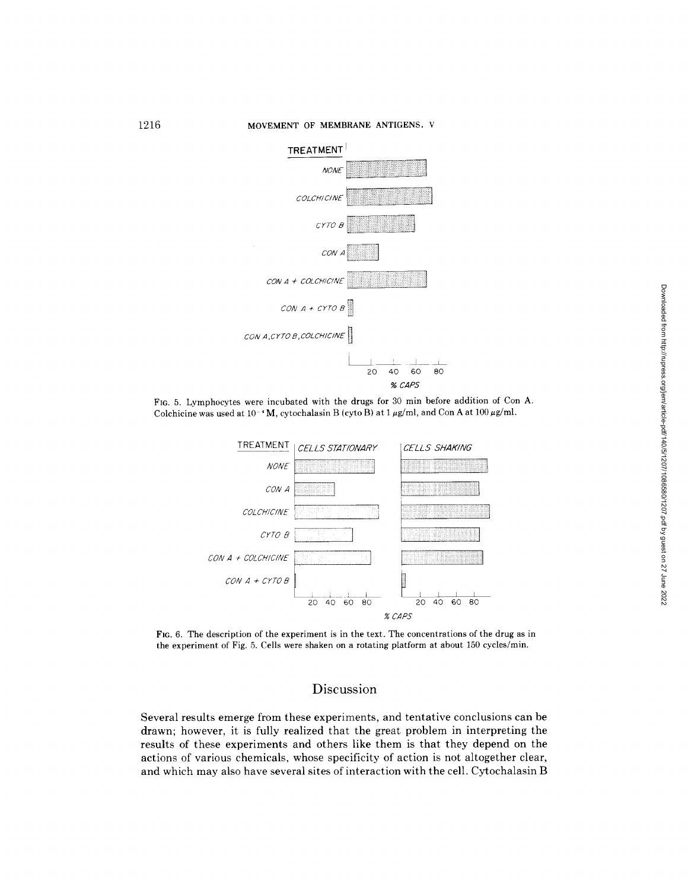FIG. 5. Lymphocytes were incubated with the drugs for 30 min before addition of Con A. Colchicine was used at $10^{-4}$ M, cytochalasin B (cyto B) at 1 μg/ml, and Con A at 100 μg/ml.

FIG. 6. The description of the experiment is in the text. The concentrations of the drug as in the experiment of Fig. 5. Cells were shaken on a rotating platform at about 150 cycles/min.

## Discussion

Several results emerge from these experiments, and tentative conclusions can be drawn; however, it is fully realized that the great problem in interpreting the results of these experiments and others like them is that they depend on the actions of various chemicals, whose specificity of action is not altogether clear, and which may also have several sites of interaction with the cell. Cytochalasin B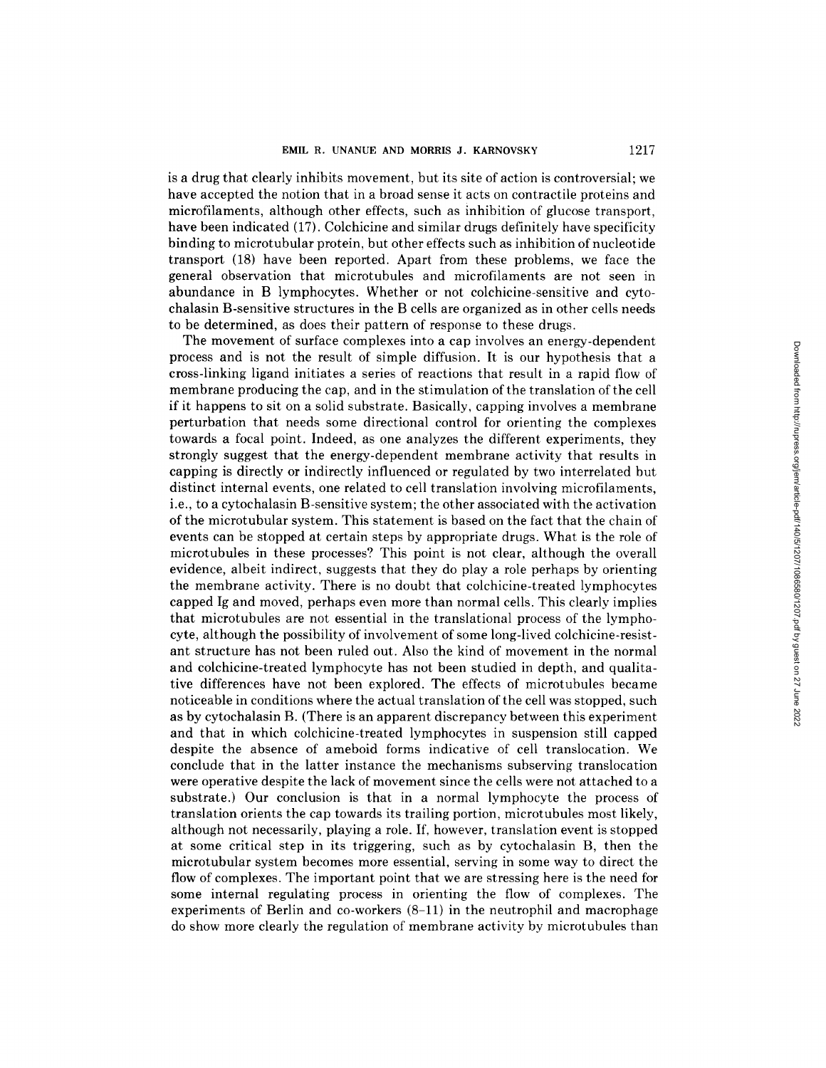is a drug that clearly inhibits movement, but its site of action is controversial; we have accepted the notion that in a broad sense it acts on contractile proteins and microfilaments, although other effects, such as inhibition of glucose transport, have been indicated (17). Colchicine and similar drugs definitely have specificity binding to microtubular protein, but other effects such as inhibition of nucleotide transport (18) have been reported. Apart from these problems, we face the general observation that microtubules and microfilaments are not seen in abundance in B lymphocytes. Whether or not colchicine-sensitive and cytochalasin B-sensitive structures in the B cells are organized as in other cells needs to be determined, as does their pattern of response to these drugs.

The movement of surface complexes into a cap involves an energy-dependent process and is not the result of simple diffusion. It is our hypothesis that a cross-linking ligand initiates a series of reactions that result in a rapid flow of membrane producing the cap, and in the stimulation of the translation of the cell if it happens to sit on a solid substrate. Basically, capping involves a membrane perturbation that needs some directional control for orienting the complexes towards a focal point. Indeed, as one analyzes the different experiments, they strongly suggest that the energy-dependent membrane activity that results in capping is directly or indirectly influenced or regulated by two interrelated but distinct internal events, one related to cell translation involving microfilaments, i.e., to a cytochalasin B-sensitive system; the other associated with the activation of the microtubular system. This statement is based on the fact that the chain of events can be stopped at certain steps by appropriate drugs. What is the role of microtubules in these processes? This point is not clear, although the overall evidence, albeit indirect, suggests that they do play a role perhaps by orienting the membrane activity. There is no doubt that colchicine-treated lymphocytes capped Ig and moved, perhaps even more than normal cells. This clearly implies that microtubules are not essential in the translational process of the lymphocyte, although the possibility of involvement of some long-lived colchicine-resistant structure has not been ruled out. Also the kind of movement in the normal and colchicine-treated lymphocyte has not been studied in depth, and qualitative differences have not been explored. The effects of microtubules became noticeable in conditions where the actual translation of the cell was stopped, such as by cytochalasin B. (There is an apparent discrepancy between this experiment and that in which colchicine-treated lymphocytes in suspension still capped despite the absence of ameboid forms indicative of cell translocation. We conclude that in the latter instance the mechanisms subserving translocation were operative despite the lack of movement since the cells were not attached to a substrate.) Our conclusion is that in a normal lymphocyte the process of translation orients the cap towards its trailing portion, microtubules most likely, although not necessarily, playing a role. If, however, translation event is stopped at some critical step in its triggering, such as by cytochalasin B, then the microtubular system becomes more essential, serving in some way to direct the flow of complexes. The important point that we are stressing here is the need for some internal regulating process in orienting the flow of complexes. The experiments of Berlin and co-workers (8–11) in the neutrophil and macrophage do show more clearly the regulation of membrane activity by microtubules than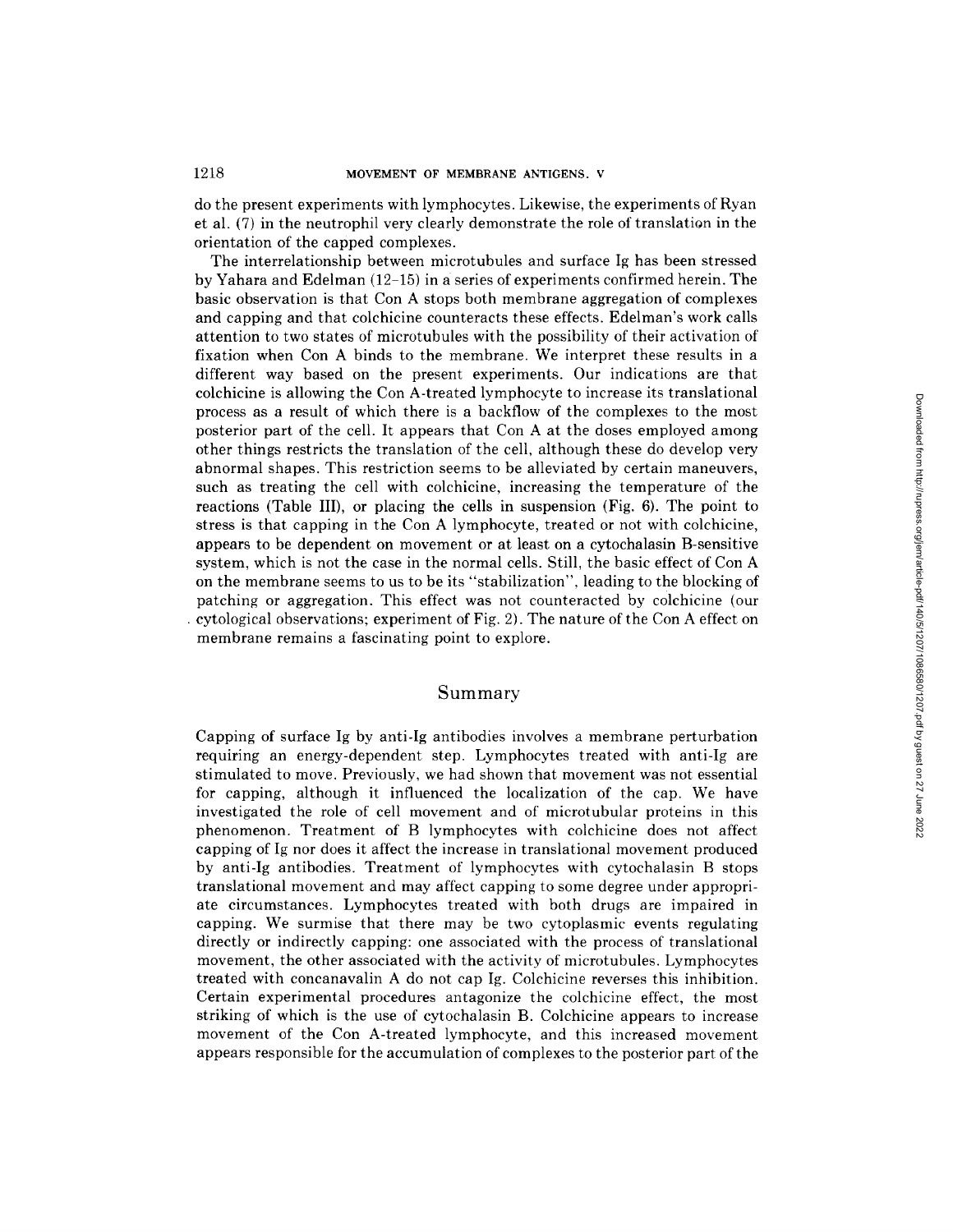do the present experiments with lymphocytes. Likewise, the experiments of Ryan et al. (7) in the neutrophil very clearly demonstrate the role of translation in the orientation of the capped complexes.

The interrelationship between microtubules and surface Ig has been stressed by Yahara and Edelman (12–15) in a series of experiments confirmed herein. The basic observation is that Con A stops both membrane aggregation of complexes and capping and that colchicine counteracts these effects. Edelman's work calls attention to two states of microtubules with the possibility of their activation of fixation when Con A binds to the membrane. We interpret these results in a different way based on the present experiments. Our indications are that colchicine is allowing the Con A-treated lymphocyte to increase its translational process as a result of which there is a backflow of the complexes to the most posterior part of the cell. It appears that Con A at the doses employed among other things restricts the translation of the cell, although these do develop very abnormal shapes. This restriction seems to be alleviated by certain maneuvers, such as treating the cell with colchicine, increasing the temperature of the reactions (Table III), or placing the cells in suspension (Fig. 6). The point to stress is that capping in the Con A lymphocyte, treated or not with colchicine, appears to be dependent on movement or at least on a cytochalasin B-sensitive system, which is not the case in the normal cells. Still, the basic effect of Con A on the membrane seems to us to be its "stabilization", leading to the blocking of patching or aggregation. This effect was not counteracted by colchicine (our cytological observations; experiment of Fig. 2). The nature of the Con A effect on membrane remains a fascinating point to explore.

## Summary

Capping of surface Ig by anti-Ig antibodies involves a membrane perturbation requiring an energy-dependent step. Lymphocytes treated with anti-Ig are stimulated to move. Previously, we had shown that movement was not essential for capping, although it influenced the localization of the cap. We have investigated the role of cell movement and of microtubular proteins in this phenomenon. Treatment of B lymphocytes with colchicine does not affect capping of Ig nor does it affect the increase in translational movement produced by anti-Ig antibodies. Treatment of lymphocytes with cytochalasin B stops translational movement and may affect capping to some degree under appropriate circumstances. Lymphocytes treated with both drugs are impaired in capping. We surmise that there may be two cytoplasmic events regulating directly or indirectly capping: one associated with the process of translational movement, the other associated with the activity of microtubules. Lymphocytes treated with concanavalin A do not cap Ig. Colchicine reverses this inhibition. Certain experimental procedures antagonize the colchicine effect, the most striking of which is the use of cytochalasin B. Colchicine appears to increase movement of the Con A-treated lymphocyte, and this increased movement appears responsible for the accumulation of complexes to the posterior part of the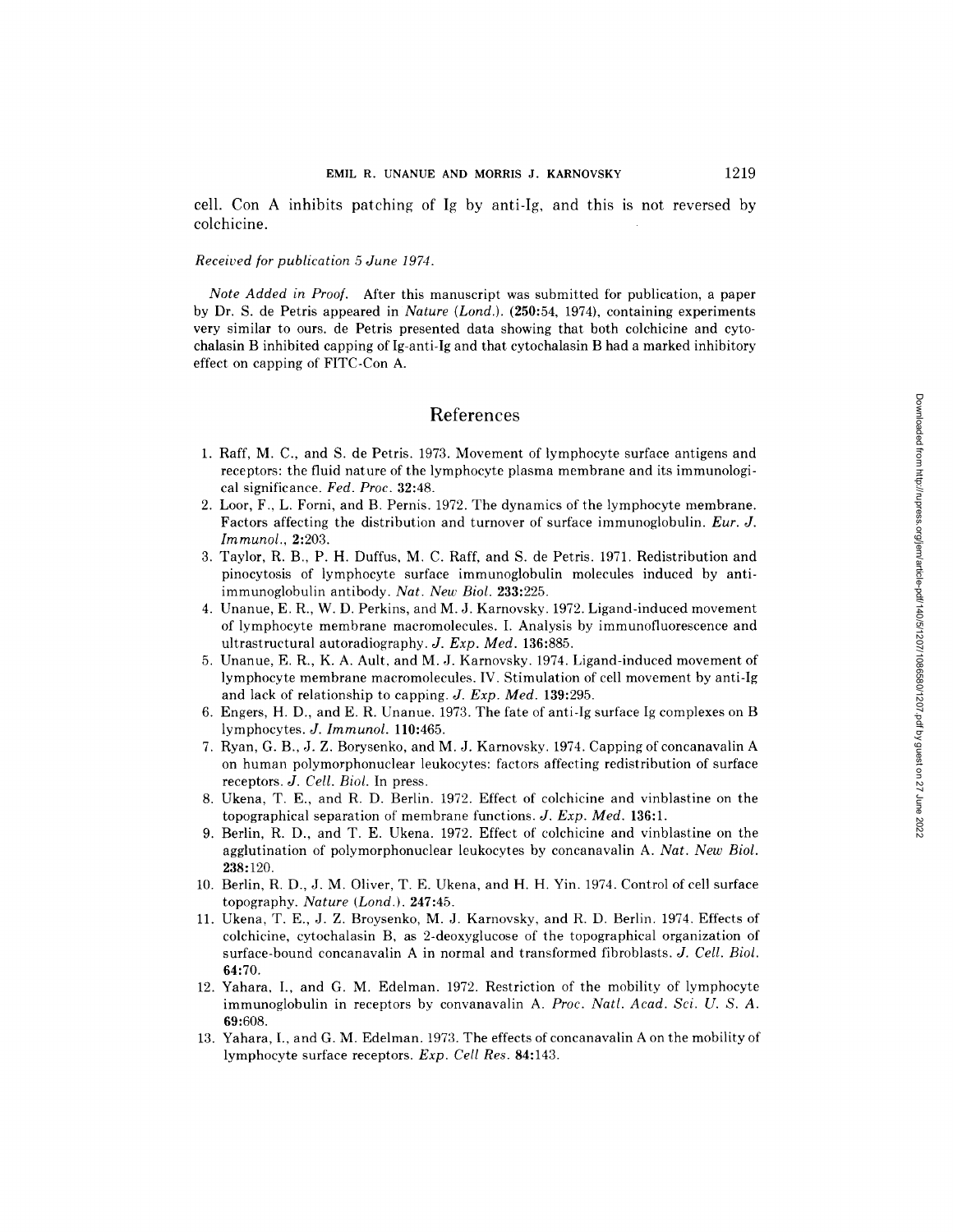cell. Con A inhibits patching of Ig by anti-Ig, and this is not reversed by colchicine.

*Received for publication 5 June 1974.*

*Note Added in Proof.* After this manuscript was submitted for publication, a paper by Dr. S. de Petris appeared in *Nature (Lond.).* (**250**:54, 1974), containing experiments very similar to ours. de Petris presented data showing that both colchicine and cytochalasin B inhibited capping of Ig-anti-Ig and that cytochalasin B had a marked inhibitory effect on capping of FITC-Con A.

## References

1. Raff, M. C., and S. de Petris. 1973. Movement of lymphocyte surface antigens and receptors: the fluid nature of the lymphocyte plasma membrane and its immunological significance. *Fed. Proc.* **32**:48.
2. Loor, F., L. Forni, and B. Pernis. 1972. The dynamics of the lymphocyte membrane. Factors affecting the distribution and turnover of surface immunoglobulin. *Eur. J. Immunol.*, **2**:203.
3. Taylor, R. B., P. H. Duffus, M. C. Raff, and S. de Petris. 1971. Redistribution and pinocytosis of lymphocyte surface immunoglobulin molecules induced by anti-immunoglobulin antibody. *Nat. New Biol.* **233**:225.
4. Unanue, E. R., W. D. Perkins, and M. J. Karnovsky. 1972. Ligand-induced movement of lymphocyte membrane macromolecules. I. Analysis by immunofluorescence and ultrastructural autoradiography. *J. Exp. Med.* **136**:885.
5. Unanue, E. R., K. A. Ault, and M. J. Karnovsky. 1974. Ligand-induced movement of lymphocyte membrane macromolecules. IV. Stimulation of cell movement by anti-Ig and lack of relationship to capping. *J. Exp. Med.* **139**:295.
6. Engers, H. D., and E. R. Unanue. 1973. The fate of anti-Ig surface Ig complexes on B lymphocytes. *J. Immunol.* **110**:465.
7. Ryan, G. B., J. Z. Borysenko, and M. J. Karnovsky. 1974. Capping of concanavalin A on human polymorphonuclear leukocytes: factors affecting redistribution of surface receptors. *J. Cell. Biol.* In press.
8. Ukena, T. E., and R. D. Berlin. 1972. Effect of colchicine and vinblastine on the topographical separation of membrane functions. *J. Exp. Med.* **136**:1.
9. Berlin, R. D., and T. E. Ukena. 1972. Effect of colchicine and vinblastine on the agglutination of polymorphonuclear leukocytes by concanavalin A. *Nat. New Biol.* **238**:120.
10. Berlin, R. D., J. M. Oliver, T. E. Ukena, and H. H. Yin. 1974. Control of cell surface topography. *Nature (Lond.).* **247**:45.
11. Ukena, T. E., J. Z. Broysenko, M. J. Karnovsky, and R. D. Berlin. 1974. Effects of colchicine, cytochalasin B, as 2-deoxyglucose of the topographical organization of surface-bound concanavalin A in normal and transformed fibroblasts. *J. Cell. Biol.* **64**:70.
12. Yahara, I., and G. M. Edelman. 1972. Restriction of the mobility of lymphocyte immunoglobulin in receptors by convanavalin A. *Proc. Natl. Acad. Sci. U. S. A.* **69**:608.
13. Yahara, I., and G. M. Edelman. 1973. The effects of concanavalin A on the mobility of lymphocyte surface receptors. *Exp. Cell Res.* **84**:143.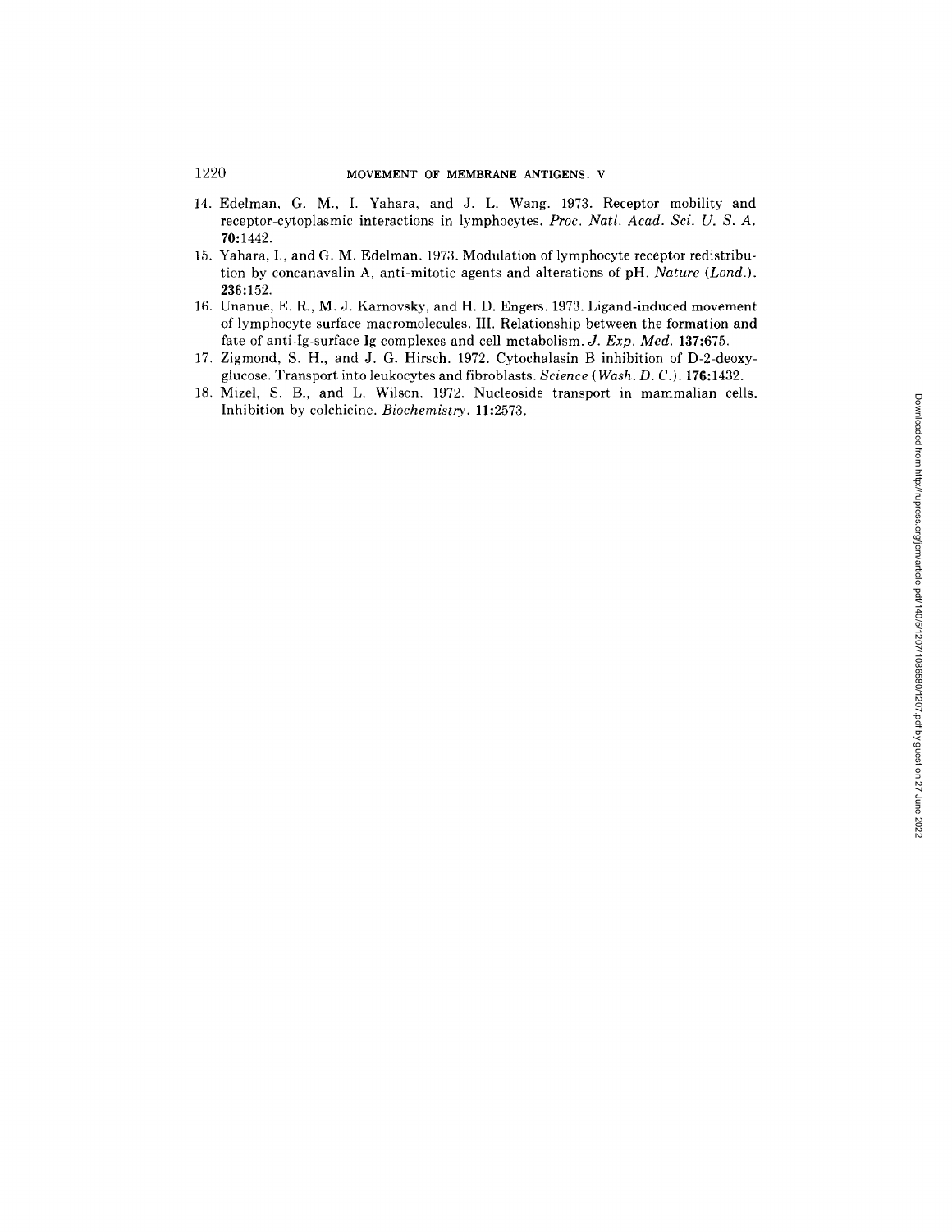14. Edelman, G. M., I. Yahara, and J. L. Wang. 1973. Receptor mobility and receptor-cytoplasmic interactions in lymphocytes. *Proc. Natl. Acad. Sci. U. S. A.* **70:**1442.
15. Yahara, I., and G. M. Edelman. 1973. Modulation of lymphocyte receptor redistribution by concanavalin A, anti-mitotic agents and alterations of pH. *Nature (Lond.).* **236:**152.
16. Unanue, E. R., M. J. Karnovsky, and H. D. Engers. 1973. Ligand-induced movement of lymphocyte surface macromolecules. III. Relationship between the formation and fate of anti-Ig-surface Ig complexes and cell metabolism. *J. Exp. Med.* **137:**675.
17. Zigmond, S. H., and J. G. Hirsch. 1972. Cytochalasin B inhibition of D-2-deoxyglucose. Transport into leukocytes and fibroblasts. *Science (Wash. D. C.).* **176:**1432.
18. Mizel, S. B., and L. Wilson. 1972. Nucleoside transport in mammalian cells. Inhibition by colchicine. *Biochemistry.* **11:**2573.